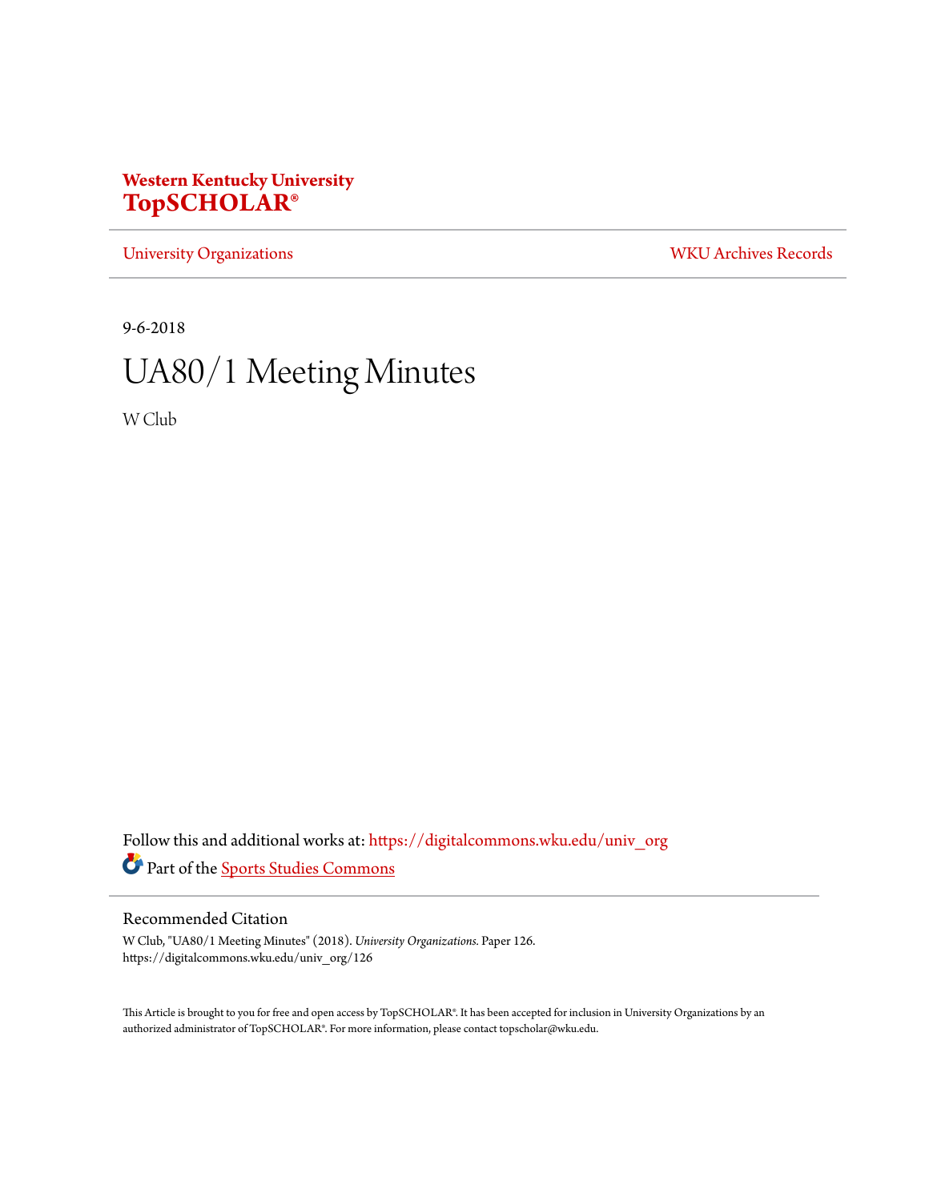**Western Kentucky University**
**TopSCHOLAR®**

University Organizations | WKU Archives Records

9-6-2018

# UA80/1 Meeting Minutes

W Club

Follow this and additional works at: https://digitalcommons.wku.edu/univ_org

Part of the Sports Studies Commons

## Recommended Citation

W Club, "UA80/1 Meeting Minutes" (2018). *University Organizations.* Paper 126.
https://digitalcommons.wku.edu/univ_org/126

This Article is brought to you for free and open access by TopSCHOLAR®. It has been accepted for inclusion in University Organizations by an authorized administrator of TopSCHOLAR®. For more information, please contact topscholar@wku.edu.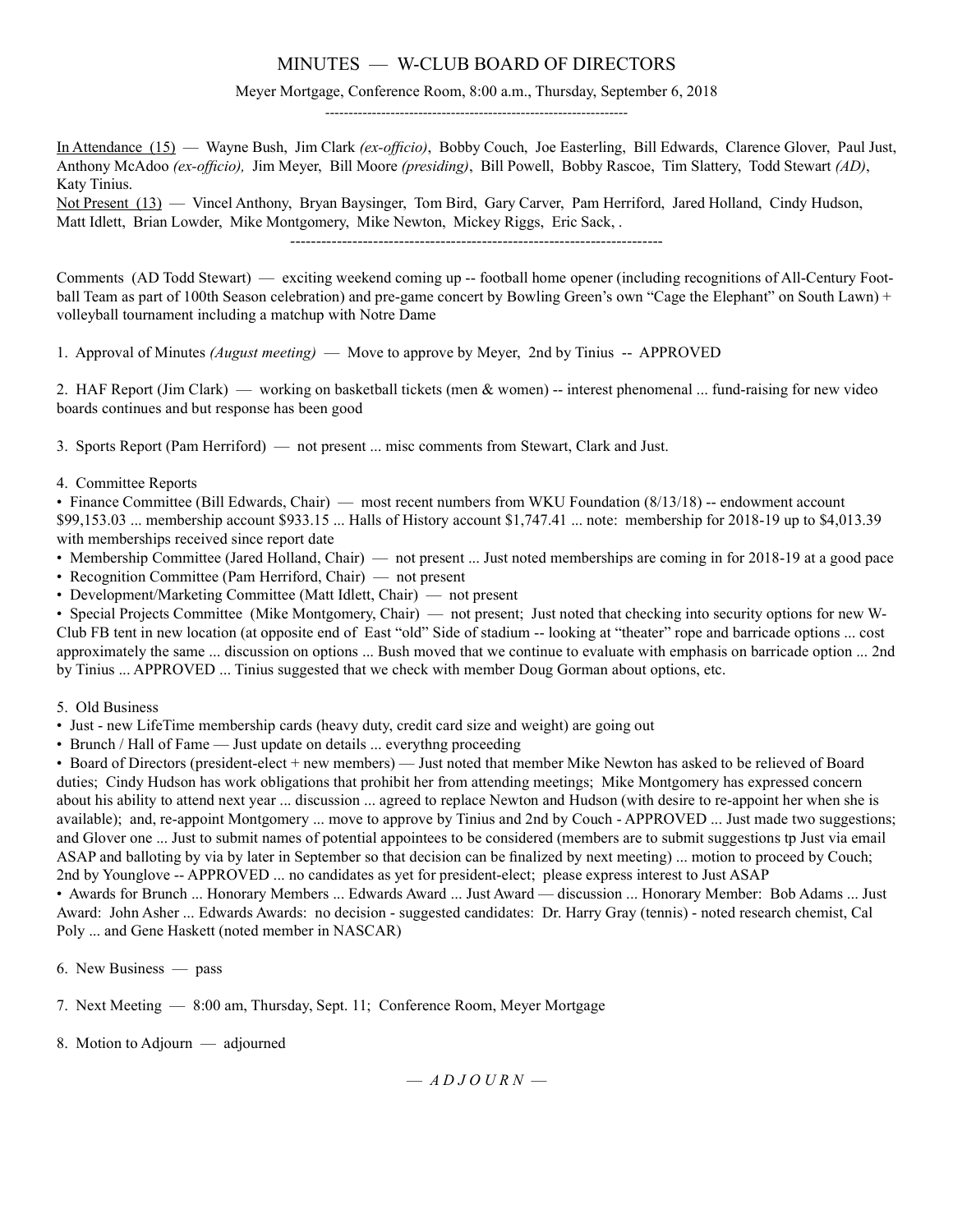# MINUTES — W-CLUB BOARD OF DIRECTORS

Meyer Mortgage, Conference Room, 8:00 a.m., Thursday, September 6, 2018

---

In Attendance (15) — Wayne Bush, Jim Clark *(ex-officio)*, Bobby Couch, Joe Easterling, Bill Edwards, Clarence Glover, Paul Just, Anthony McAdoo *(ex-officio),* Jim Meyer, Bill Moore *(presiding)*, Bill Powell, Bobby Rascoe, Tim Slattery, Todd Stewart *(AD)*, Katy Tinius.

Not Present (13) — Vincel Anthony, Bryan Baysinger, Tom Bird, Gary Carver, Pam Herriford, Jared Holland, Cindy Hudson, Matt Idlett, Brian Lowder, Mike Montgomery, Mike Newton, Mickey Riggs, Eric Sack, .

---

Comments (AD Todd Stewart) — exciting weekend coming up -- football home opener (including recognitions of All-Century Football Team as part of 100th Season celebration) and pre-game concert by Bowling Green's own "Cage the Elephant" on South Lawn) + volleyball tournament including a matchup with Notre Dame

1. Approval of Minutes *(August meeting)* — Move to approve by Meyer, 2nd by Tinius -- APPROVED

2. HAF Report (Jim Clark) — working on basketball tickets (men & women) -- interest phenomenal ... fund-raising for new video boards continues and but response has been good

3. Sports Report (Pam Herriford) — not present ... misc comments from Stewart, Clark and Just.

4. Committee Reports

- Finance Committee (Bill Edwards, Chair) — most recent numbers from WKU Foundation (8/13/18) -- endowment account $99,153.03 ... membership account $933.15 ... Halls of History account $1,747.41 ... note: membership for 2018-19 up to $4,013.39 with memberships received since report date
- Membership Committee (Jared Holland, Chair) — not present ... Just noted memberships are coming in for 2018-19 at a good pace
- Recognition Committee (Pam Herriford, Chair) — not present
- Development/Marketing Committee (Matt Idlett, Chair) — not present
- Special Projects Committee (Mike Montgomery, Chair) — not present; Just noted that checking into security options for new W-Club FB tent in new location (at opposite end of East "old" Side of stadium -- looking at "theater" rope and barricade options ... cost approximately the same ... discussion on options ... Bush moved that we continue to evaluate with emphasis on barricade option ... 2nd by Tinius ... APPROVED ... Tinius suggested that we check with member Doug Gorman about options, etc.

5. Old Business

- Just - new LifeTime membership cards (heavy duty, credit card size and weight) are going out
- Brunch / Hall of Fame — Just update on details ... everythng proceeding
- Board of Directors (president-elect + new members) — Just noted that member Mike Newton has asked to be relieved of Board duties; Cindy Hudson has work obligations that prohibit her from attending meetings; Mike Montgomery has expressed concern about his ability to attend next year ... discussion ... agreed to replace Newton and Hudson (with desire to re-appoint her when she is available); and, re-appoint Montgomery ... move to approve by Tinius and 2nd by Couch - APPROVED ... Just made two suggestions; and Glover one ... Just to submit names of potential appointees to be considered (members are to submit suggestions tp Just via email ASAP and balloting by via by later in September so that decision can be finalized by next meeting) ... motion to proceed by Couch; 2nd by Younglove -- APPROVED ... no candidates as yet for president-elect; please express interest to Just ASAP
- Awards for Brunch ... Honorary Members ... Edwards Award ... Just Award — discussion ... Honorary Member: Bob Adams ... Just Award: John Asher ... Edwards Awards: no decision - suggested candidates: Dr. Harry Gray (tennis) - noted research chemist, Cal Poly ... and Gene Haskett (noted member in NASCAR)

6. New Business — pass

7. Next Meeting — 8:00 am, Thursday, Sept. 11; Conference Room, Meyer Mortgage

8. Motion to Adjourn — adjourned

*— A D J O U R N —*